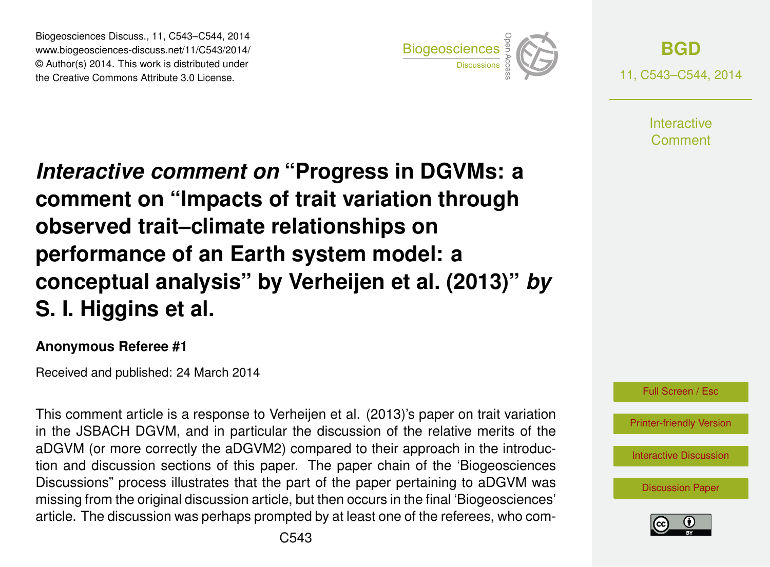# *Interactive comment on* "Progress in DGVMs: a comment on "Impacts of trait variation through observed trait–climate relationships on performance of an Earth system model: a conceptual analysis" by Verheijen et al. (2013)" *by* S. I. Higgins et al.

**Anonymous Referee #1**

Received and published: 24 March 2014

This comment article is a response to Verheijen et al. (2013)'s paper on trait variation in the JSBACH DGVM, and in particular the discussion of the relative merits of the aDGVM (or more correctly the aDGVM2) compared to their approach in the introduction and discussion sections of this paper. The paper chain of the 'Biogeosciences Discussions" process illustrates that the part of the paper pertaining to aDGVM was missing from the original discussion article, but then occurs in the final 'Biogeosciences' article. The discussion was perhaps prompted by at least one of the referees, who com-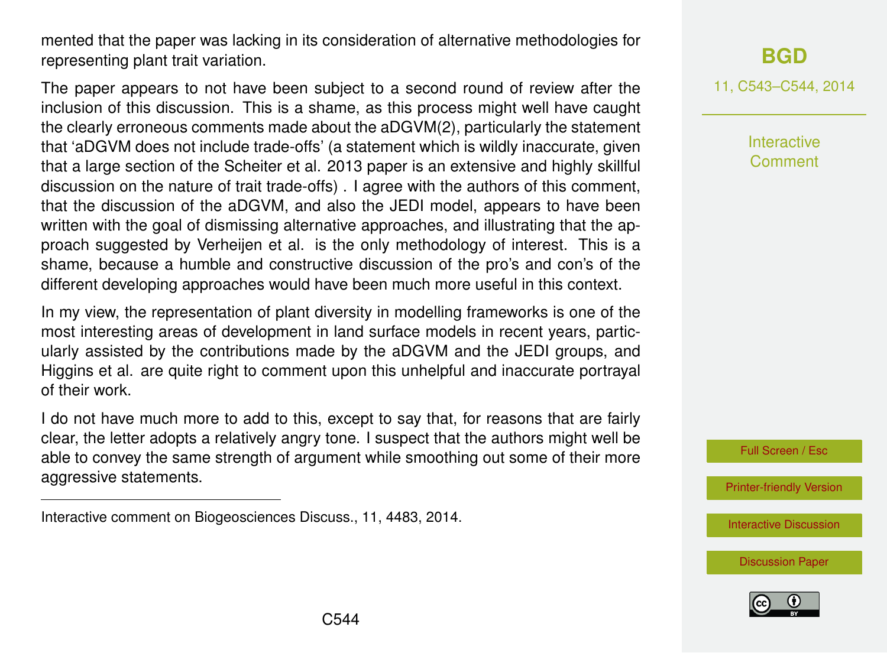mented that the paper was lacking in its consideration of alternative methodologies for representing plant trait variation.

The paper appears to not have been subject to a second round of review after the inclusion of this discussion. This is a shame, as this process might well have caught the clearly erroneous comments made about the aDGVM(2), particularly the statement that 'aDGVM does not include trade-offs' (a statement which is wildly inaccurate, given that a large section of the Scheiter et al. 2013 paper is an extensive and highly skillful discussion on the nature of trait trade-offs) . I agree with the authors of this comment, that the discussion of the aDGVM, and also the JEDI model, appears to have been written with the goal of dismissing alternative approaches, and illustrating that the approach suggested by Verheijen et al. is the only methodology of interest. This is a shame, because a humble and constructive discussion of the pro's and con's of the different developing approaches would have been much more useful in this context.

In my view, the representation of plant diversity in modelling frameworks is one of the most interesting areas of development in land surface models in recent years, particularly assisted by the contributions made by the aDGVM and the JEDI groups, and Higgins et al. are quite right to comment upon this unhelpful and inaccurate portrayal of their work.

I do not have much more to add to this, except to say that, for reasons that are fairly clear, the letter adopts a relatively angry tone. I suspect that the authors might well be able to convey the same strength of argument while smoothing out some of their more aggressive statements.

---

Interactive comment on Biogeosciences Discuss., 11, 4483, 2014.